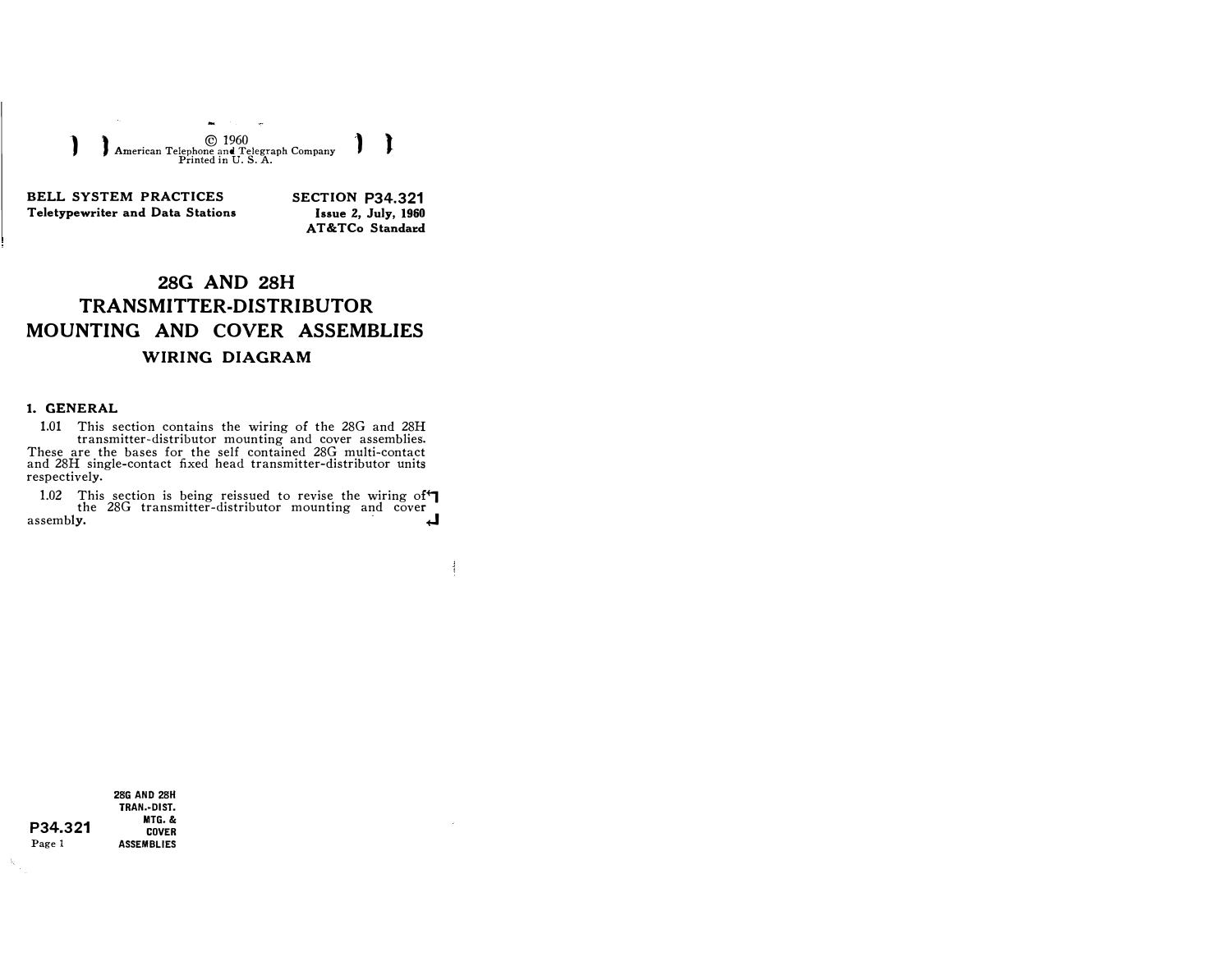© 1960
American Telephone and Telegraph Company
Printed in U. S. A.

**BELL SYSTEM PRACTICES**
**Teletypewriter and Data Stations**

**SECTION P34.321**
**Issue 2, July, 1960**
**AT&TCo Standard**

# 28G AND 28H TRANSMITTER-DISTRIBUTOR MOUNTING AND COVER ASSEMBLIES

## WIRING DIAGRAM

### 1. GENERAL

1.01 This section contains the wiring of the 28G and 28H transmitter-distributor mounting and cover assemblies. These are the bases for the self contained 28G multi-contact and 28H single-contact fixed head transmitter-distributor units respectively.

1.02 This section is being reissued to revise the wiring of the 28G transmitter-distributor mounting and cover assembly.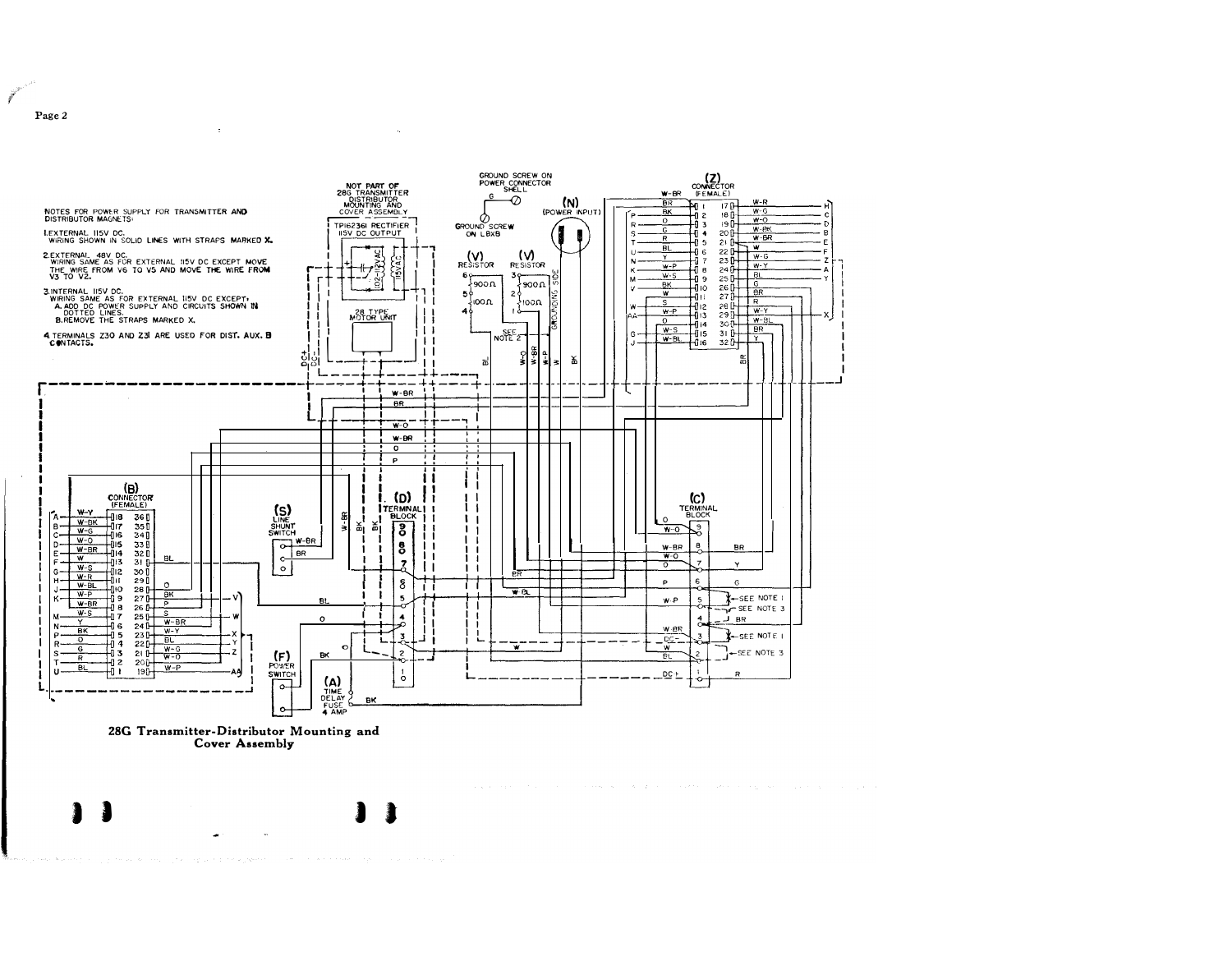NOTES FOR POWER SUPPLY FOR TRANSMITTER AND DISTRIBUTOR MAGNETS:

1. EXTERNAL 115V DC.
   WIRING SHOWN IN SOLID LINES WITH STRAPS MARKED X.

2. EXTERNAL 48V DC.
   WIRING SAME AS FOR EXTERNAL 115V DC EXCEPT MOVE THE WIRE FROM V6 TO V5 AND MOVE THE WIRE FROM V3 TO V2.

3. INTERNAL 115V DC.
   WIRING SAME AS FOR EXTERNAL 115V DC EXCEPT:
   A. ADD DC POWER SUPPLY AND CIRCUITS SHOWN IN DOTTED LINES.
   B. REMOVE THE STRAPS MARKED X.

4. TERMINALS Z30 AND Z31 ARE USED FOR DIST. AUX. B CONTACTS.

**28G Transmitter-Distributor Mounting and Cover Assembly**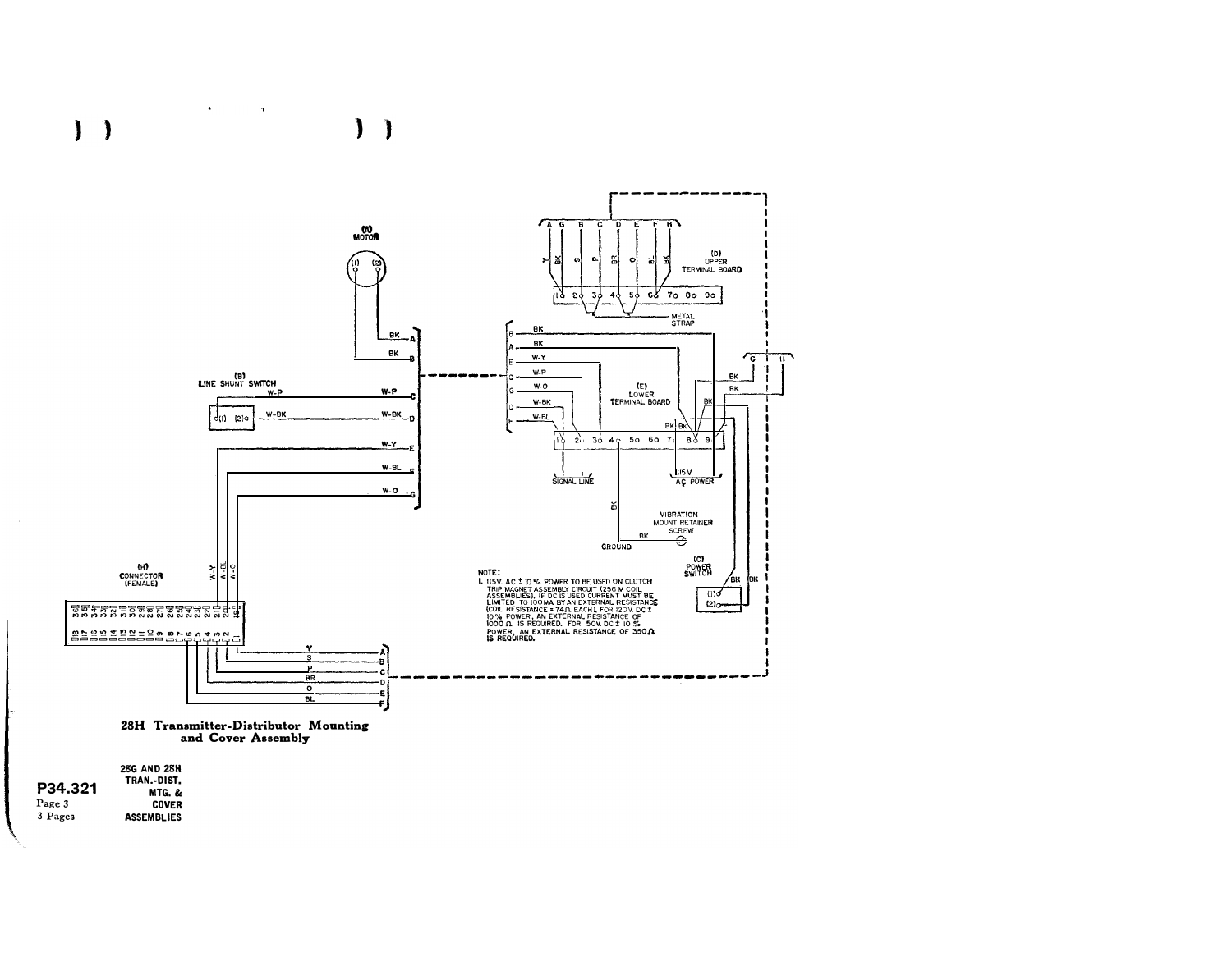NOTE:

1. 115V. AC ± 10% POWER TO BE USED ON CLUTCH TRIP MAGNET ASSEMBLY CIRCUIT (256 M COIL ASSEMBLIES). IF DC IS USED CURRENT MUST BE LIMITED TO 100MA BY AN EXTERNAL RESISTANCE (COIL RESISTANCE = 74Ω EACH). FOR 120V. DC ± 10% POWER, AN EXTERNAL RESISTANCE OF 1000Ω IS REQUIRED. FOR 50V. DC ± 10% POWER, AN EXTERNAL RESISTANCE OF 350Ω IS REQUIRED.

**28H Transmitter-Distributor Mounting and Cover Assembly**

**P34.321**
Page 3
3 Pages

**28G AND 28H TRAN.-DIST. MTG. & COVER ASSEMBLIES**